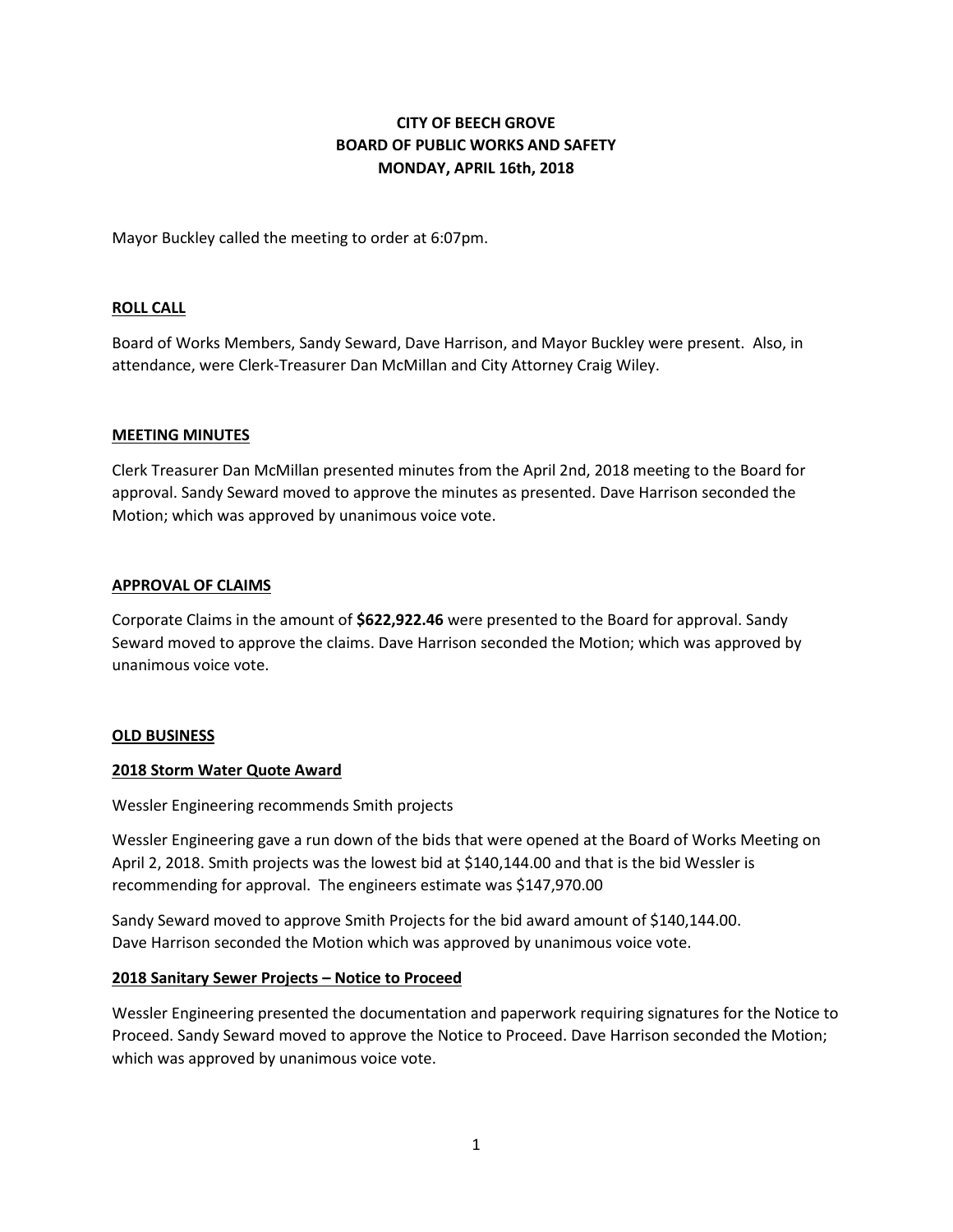**CITY OF BEECH GROVE**
**BOARD OF PUBLIC WORKS AND SAFETY**
**MONDAY, APRIL 16th, 2018**

Mayor Buckley called the meeting to order at 6:07pm.

## ROLL CALL

Board of Works Members, Sandy Seward, Dave Harrison, and Mayor Buckley were present. Also, in attendance, were Clerk-Treasurer Dan McMillan and City Attorney Craig Wiley.

## MEETING MINUTES

Clerk Treasurer Dan McMillan presented minutes from the April 2nd, 2018 meeting to the Board for approval. Sandy Seward moved to approve the minutes as presented. Dave Harrison seconded the Motion; which was approved by unanimous voice vote.

## APPROVAL OF CLAIMS

Corporate Claims in the amount of **$622,922.46** were presented to the Board for approval. Sandy Seward moved to approve the claims. Dave Harrison seconded the Motion; which was approved by unanimous voice vote.

## OLD BUSINESS

### 2018 Storm Water Quote Award

Wessler Engineering recommends Smith projects

Wessler Engineering gave a run down of the bids that were opened at the Board of Works Meeting on April 2, 2018. Smith projects was the lowest bid at $140,144.00 and that is the bid Wessler is recommending for approval. The engineers estimate was $147,970.00

Sandy Seward moved to approve Smith Projects for the bid award amount of $140,144.00. Dave Harrison seconded the Motion which was approved by unanimous voice vote.

### 2018 Sanitary Sewer Projects – Notice to Proceed

Wessler Engineering presented the documentation and paperwork requiring signatures for the Notice to Proceed. Sandy Seward moved to approve the Notice to Proceed. Dave Harrison seconded the Motion; which was approved by unanimous voice vote.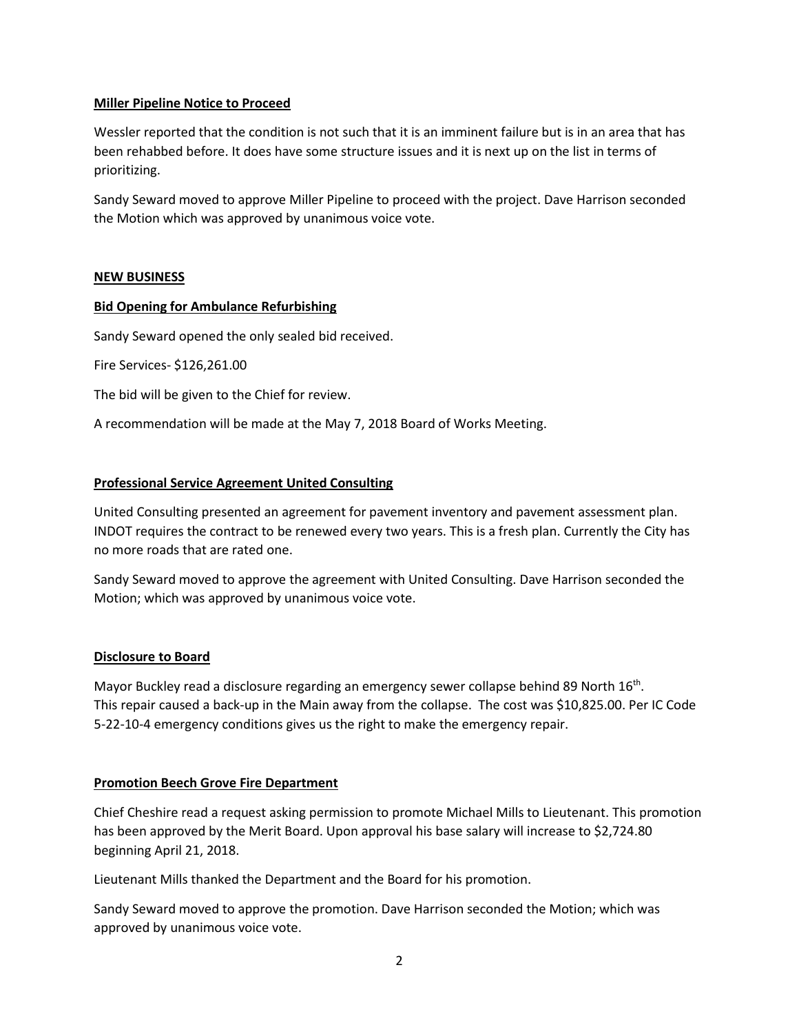**Miller Pipeline Notice to Proceed**

Wessler reported that the condition is not such that it is an imminent failure but is in an area that has been rehabbed before. It does have some structure issues and it is next up on the list in terms of prioritizing.

Sandy Seward moved to approve Miller Pipeline to proceed with the project. Dave Harrison seconded the Motion which was approved by unanimous voice vote.

**NEW BUSINESS**

**Bid Opening for Ambulance Refurbishing**

Sandy Seward opened the only sealed bid received.

Fire Services- $126,261.00

The bid will be given to the Chief for review.

A recommendation will be made at the May 7, 2018 Board of Works Meeting.

**Professional Service Agreement United Consulting**

United Consulting presented an agreement for pavement inventory and pavement assessment plan. INDOT requires the contract to be renewed every two years. This is a fresh plan. Currently the City has no more roads that are rated one.

Sandy Seward moved to approve the agreement with United Consulting. Dave Harrison seconded the Motion; which was approved by unanimous voice vote.

**Disclosure to Board**

Mayor Buckley read a disclosure regarding an emergency sewer collapse behind 89 North 16th. This repair caused a back-up in the Main away from the collapse. The cost was $10,825.00. Per IC Code 5-22-10-4 emergency conditions gives us the right to make the emergency repair.

**Promotion Beech Grove Fire Department**

Chief Cheshire read a request asking permission to promote Michael Mills to Lieutenant. This promotion has been approved by the Merit Board. Upon approval his base salary will increase to $2,724.80 beginning April 21, 2018.

Lieutenant Mills thanked the Department and the Board for his promotion.

Sandy Seward moved to approve the promotion. Dave Harrison seconded the Motion; which was approved by unanimous voice vote.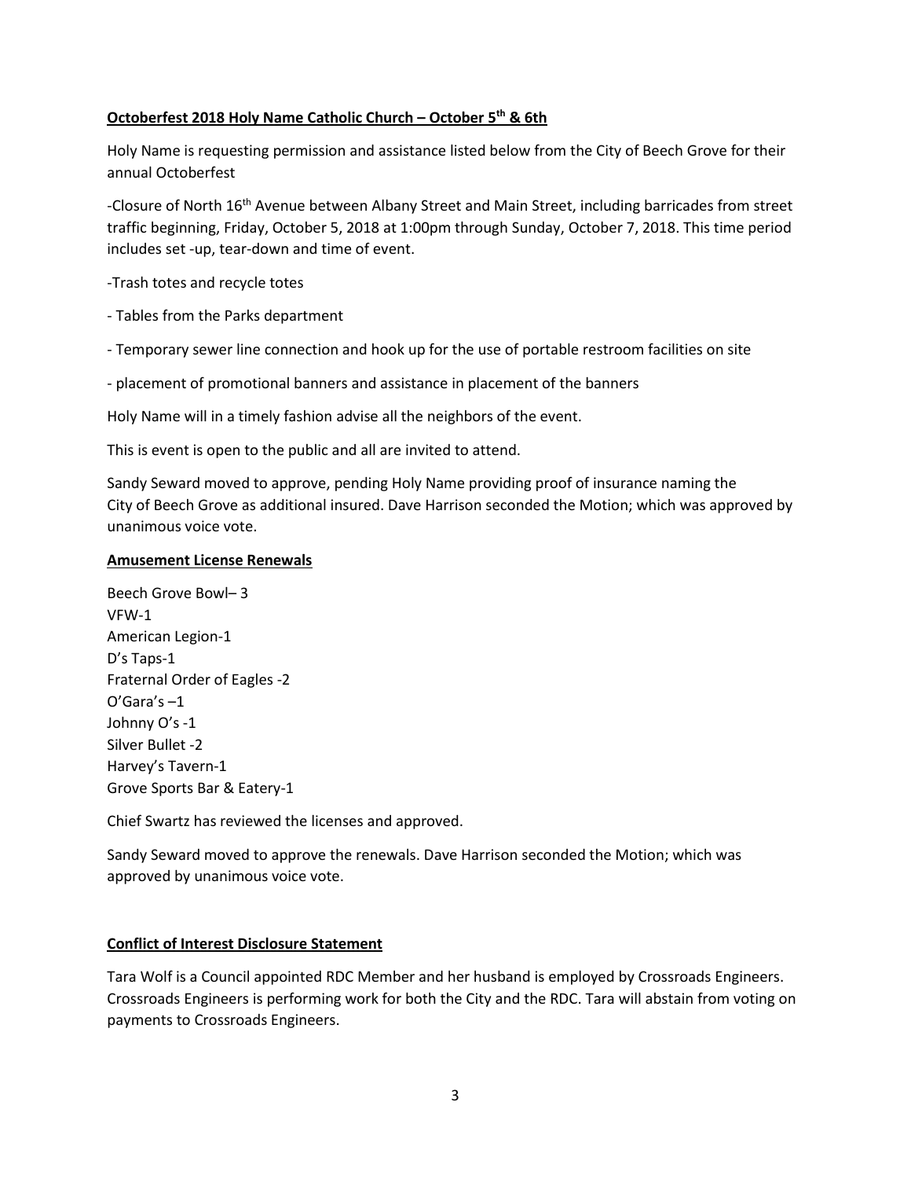**<u>Octoberfest 2018 Holy Name Catholic Church – October 5th & 6th</u>**

Holy Name is requesting permission and assistance listed below from the City of Beech Grove for their annual Octoberfest

-Closure of North 16th Avenue between Albany Street and Main Street, including barricades from street traffic beginning, Friday, October 5, 2018 at 1:00pm through Sunday, October 7, 2018. This time period includes set -up, tear-down and time of event.

-Trash totes and recycle totes

- Tables from the Parks department

- Temporary sewer line connection and hook up for the use of portable restroom facilities on site

- placement of promotional banners and assistance in placement of the banners

Holy Name will in a timely fashion advise all the neighbors of the event.

This is event is open to the public and all are invited to attend.

Sandy Seward moved to approve, pending Holy Name providing proof of insurance naming the City of Beech Grove as additional insured. Dave Harrison seconded the Motion; which was approved by unanimous voice vote.

**<u>Amusement License Renewals</u>**

Beech Grove Bowl– 3
VFW-1
American Legion-1
D's Taps-1
Fraternal Order of Eagles -2
O'Gara's –1
Johnny O's -1
Silver Bullet -2
Harvey's Tavern-1
Grove Sports Bar & Eatery-1

Chief Swartz has reviewed the licenses and approved.

Sandy Seward moved to approve the renewals. Dave Harrison seconded the Motion; which was approved by unanimous voice vote.

**<u>Conflict of Interest Disclosure Statement</u>**

Tara Wolf is a Council appointed RDC Member and her husband is employed by Crossroads Engineers. Crossroads Engineers is performing work for both the City and the RDC. Tara will abstain from voting on payments to Crossroads Engineers.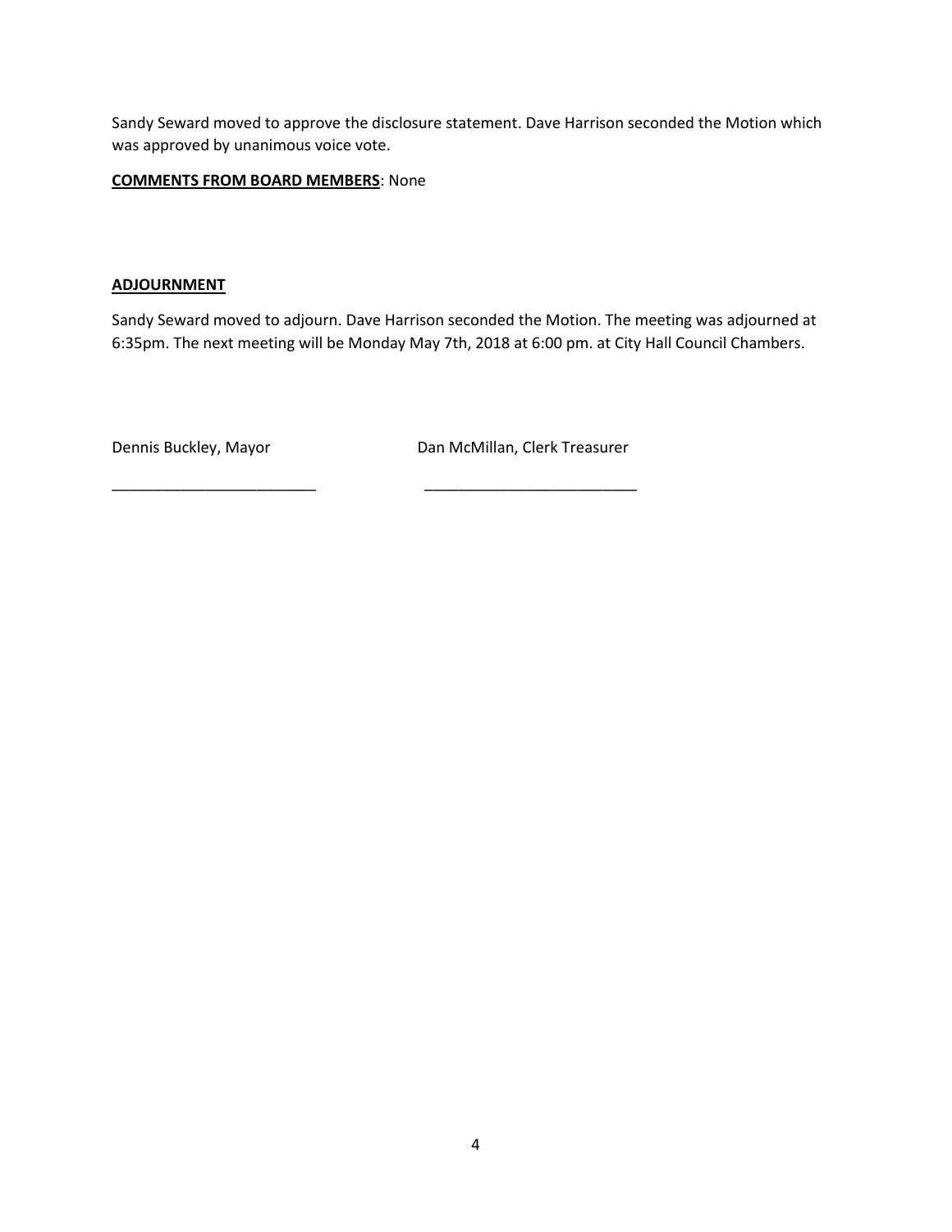Sandy Seward moved to approve the disclosure statement. Dave Harrison seconded the Motion which was approved by unanimous voice vote.

**COMMENTS FROM BOARD MEMBERS**: None

**ADJOURNMENT**

Sandy Seward moved to adjourn. Dave Harrison seconded the Motion. The meeting was adjourned at 6:35pm. The next meeting will be Monday May 7th, 2018 at 6:00 pm. at City Hall Council Chambers.

Dennis Buckley, Mayor

Dan McMillan, Clerk Treasurer

_________________________

_________________________